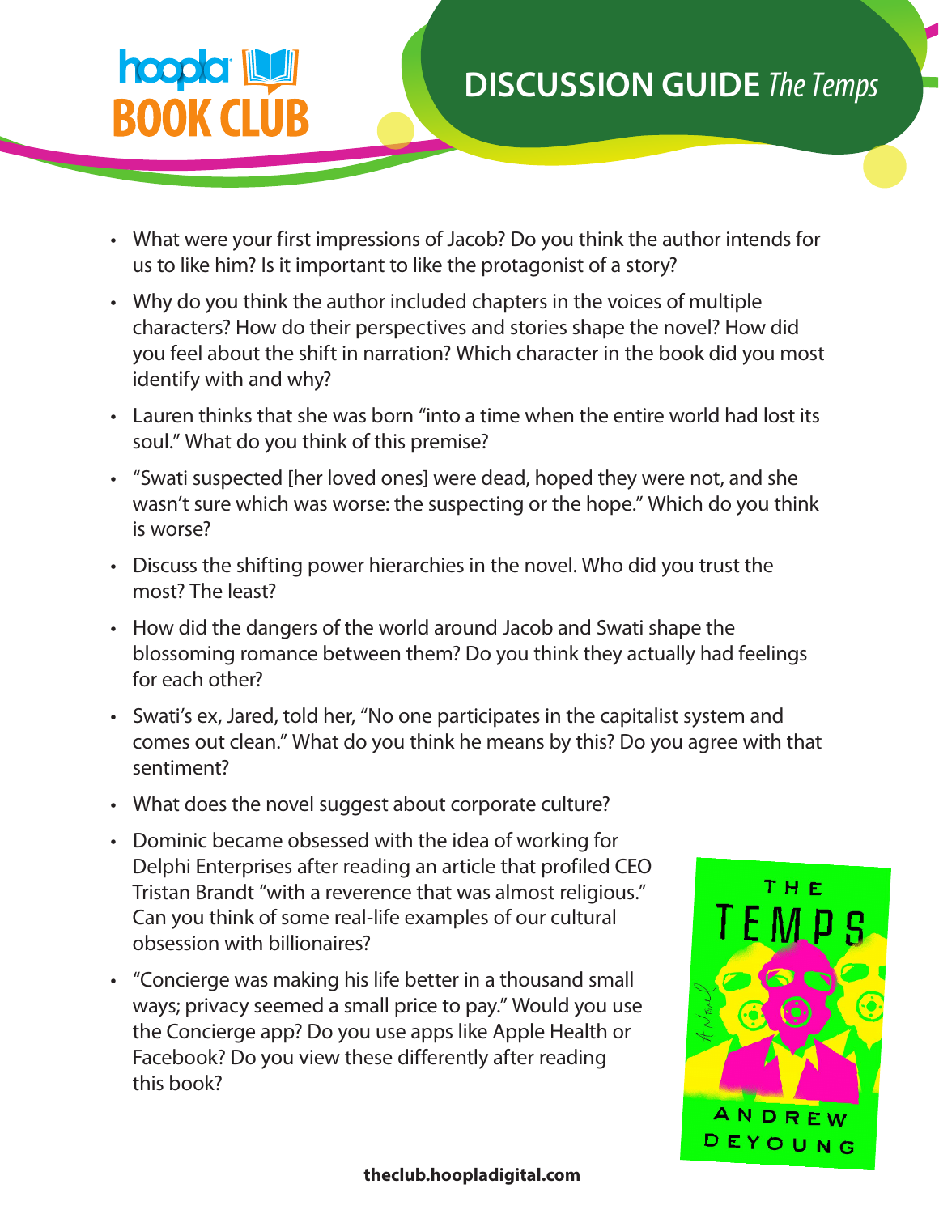hoopla BOOK CLUB

# DISCUSSION GUIDE *The Temps*

- What were your first impressions of Jacob? Do you think the author intends for us to like him? Is it important to like the protagonist of a story?
- Why do you think the author included chapters in the voices of multiple characters? How do their perspectives and stories shape the novel? How did you feel about the shift in narration? Which character in the book did you most identify with and why?
- Lauren thinks that she was born "into a time when the entire world had lost its soul." What do you think of this premise?
- "Swati suspected [her loved ones] were dead, hoped they were not, and she wasn't sure which was worse: the suspecting or the hope." Which do you think is worse?
- Discuss the shifting power hierarchies in the novel. Who did you trust the most? The least?
- How did the dangers of the world around Jacob and Swati shape the blossoming romance between them? Do you think they actually had feelings for each other?
- Swati's ex, Jared, told her, "No one participates in the capitalist system and comes out clean." What do you think he means by this? Do you agree with that sentiment?
- What does the novel suggest about corporate culture?
- Dominic became obsessed with the idea of working for Delphi Enterprises after reading an article that profiled CEO Tristan Brandt "with a reverence that was almost religious." Can you think of some real-life examples of our cultural obsession with billionaires?
- "Concierge was making his life better in a thousand small ways; privacy seemed a small price to pay." Would you use the Concierge app? Do you use apps like Apple Health or Facebook? Do you view these differently after reading this book?

THE TEMPS
A Novel
ANDREW DEYOUNG

theclub.hoopladigital.com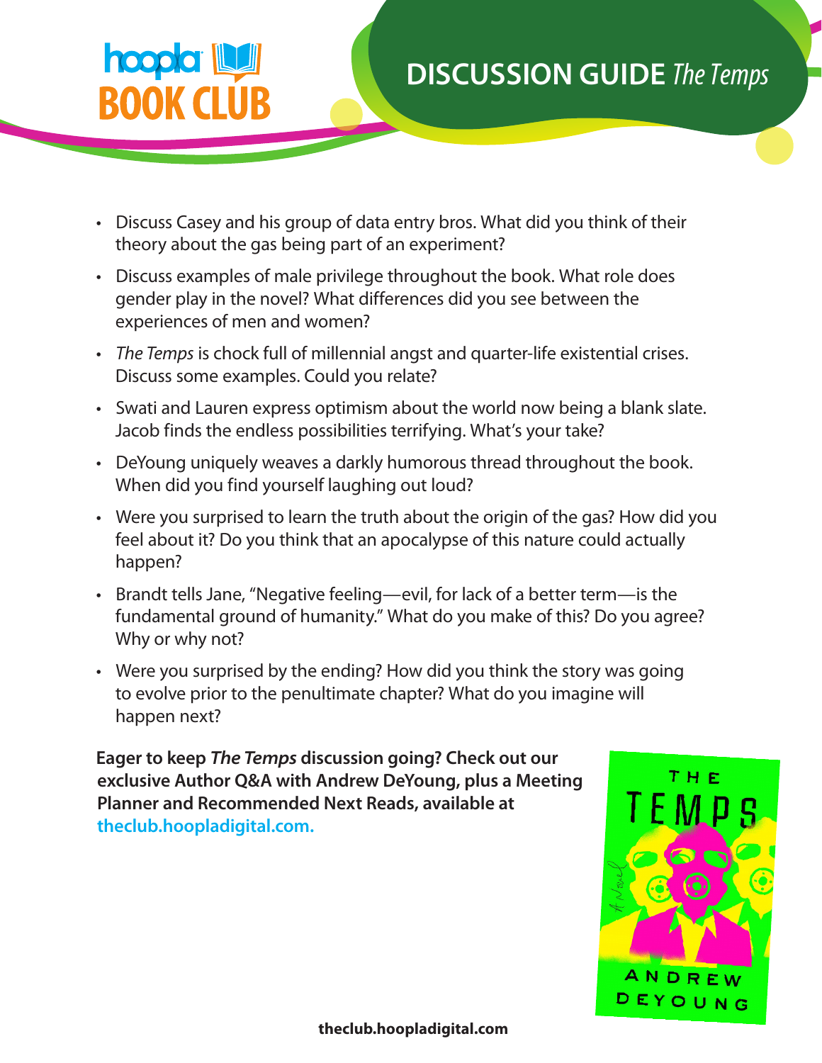hoopla BOOK CLUB

# DISCUSSION GUIDE *The Temps*

- Discuss Casey and his group of data entry bros. What did you think of their theory about the gas being part of an experiment?
- Discuss examples of male privilege throughout the book. What role does gender play in the novel? What differences did you see between the experiences of men and women?
- *The Temps* is chock full of millennial angst and quarter-life existential crises. Discuss some examples. Could you relate?
- Swati and Lauren express optimism about the world now being a blank slate. Jacob finds the endless possibilities terrifying. What's your take?
- DeYoung uniquely weaves a darkly humorous thread throughout the book. When did you find yourself laughing out loud?
- Were you surprised to learn the truth about the origin of the gas? How did you feel about it? Do you think that an apocalypse of this nature could actually happen?
- Brandt tells Jane, "Negative feeling—evil, for lack of a better term—is the fundamental ground of humanity." What do you make of this? Do you agree? Why or why not?
- Were you surprised by the ending? How did you think the story was going to evolve prior to the penultimate chapter? What do you imagine will happen next?

**Eager to keep *The Temps* discussion going? Check out our exclusive Author Q&A with Andrew DeYoung, plus a Meeting Planner and Recommended Next Reads, available at theclub.hoopladigital.com.**

THE TEMPS
A Novel
ANDREW DEYOUNG

theclub.hoopladigital.com